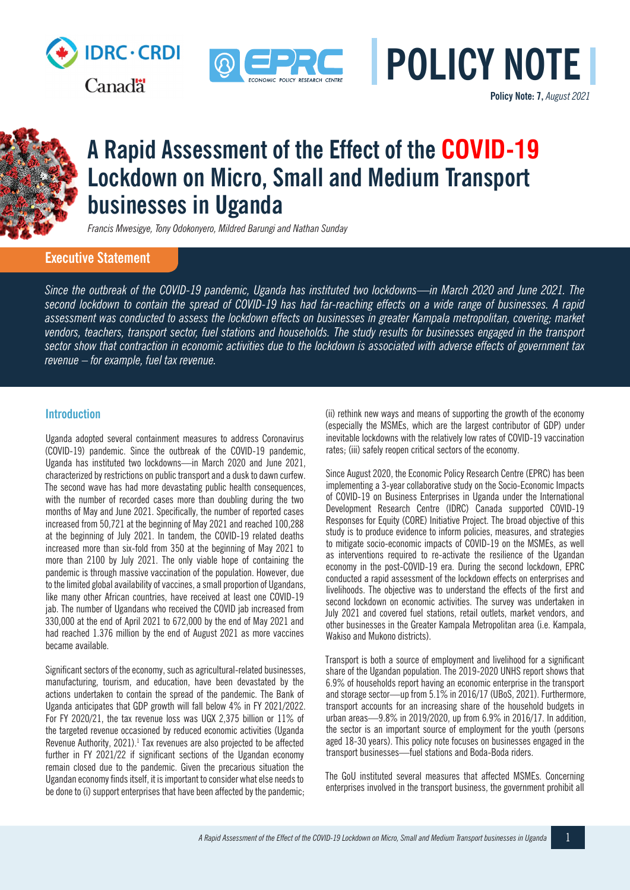**POLICY NOTE**

**Policy Note: 7,** *August 2021*

# A Rapid Assessment of the Effect of the COVID-19 Lockdown on Micro, Small and Medium Transport businesses in Uganda

*Francis Mwesigye, Tony Odokonyero, Mildred Barungi and Nathan Sunday*

## Executive Statement

*Since the outbreak of the COVID-19 pandemic, Uganda has instituted two lockdowns—in March 2020 and June 2021. The second lockdown to contain the spread of COVID-19 has had far-reaching effects on a wide range of businesses. A rapid assessment was conducted to assess the lockdown effects on businesses in greater Kampala metropolitan, covering; market vendors, teachers, transport sector, fuel stations and households. The study results for businesses engaged in the transport sector show that contraction in economic activities due to the lockdown is associated with adverse effects of government tax revenue – for example, fuel tax revenue.*

## Introduction

Uganda adopted several containment measures to address Coronavirus (COVID-19) pandemic. Since the outbreak of the COVID-19 pandemic, Uganda has instituted two lockdowns—in March 2020 and June 2021, characterized by restrictions on public transport and a dusk to dawn curfew. The second wave has had more devastating public health consequences, with the number of recorded cases more than doubling during the two months of May and June 2021. Specifically, the number of reported cases increased from 50,721 at the beginning of May 2021 and reached 100,288 at the beginning of July 2021. In tandem, the COVID-19 related deaths increased more than six-fold from 350 at the beginning of May 2021 to more than 2100 by July 2021. The only viable hope of containing the pandemic is through massive vaccination of the population. However, due to the limited global availability of vaccines, a small proportion of Ugandans, like many other African countries, have received at least one COVID-19 jab. The number of Ugandans who received the COVID jab increased from 330,000 at the end of April 2021 to 672,000 by the end of May 2021 and had reached 1.376 million by the end of August 2021 as more vaccines became available.

Significant sectors of the economy, such as agricultural-related businesses, manufacturing, tourism, and education, have been devastated by the actions undertaken to contain the spread of the pandemic. The Bank of Uganda anticipates that GDP growth will fall below 4% in FY 2021/2022. For FY 2020/21, the tax revenue loss was UGX 2,375 billion or 11% of the targeted revenue occasioned by reduced economic activities (Uganda Revenue Authority, 2021).[1] Tax revenues are also projected to be affected further in FY 2021/22 if significant sections of the Ugandan economy remain closed due to the pandemic. Given the precarious situation the Ugandan economy finds itself, it is important to consider what else needs to be done to (i) support enterprises that have been affected by the pandemic; (ii) rethink new ways and means of supporting the growth of the economy (especially the MSMEs, which are the largest contributor of GDP) under inevitable lockdowns with the relatively low rates of COVID-19 vaccination rates; (iii) safely reopen critical sectors of the economy.

Since August 2020, the Economic Policy Research Centre (EPRC) has been implementing a 3-year collaborative study on the Socio-Economic Impacts of COVID-19 on Business Enterprises in Uganda under the International Development Research Centre (IDRC) Canada supported COVID-19 Responses for Equity (CORE) Initiative Project. The broad objective of this study is to produce evidence to inform policies, measures, and strategies to mitigate socio-economic impacts of COVID-19 on the MSMEs, as well as interventions required to re-activate the resilience of the Ugandan economy in the post-COVID-19 era. During the second lockdown, EPRC conducted a rapid assessment of the lockdown effects on enterprises and livelihoods. The objective was to understand the effects of the first and second lockdown on economic activities. The survey was undertaken in July 2021 and covered fuel stations, retail outlets, market vendors, and other businesses in the Greater Kampala Metropolitan area (i.e. Kampala, Wakiso and Mukono districts).

Transport is both a source of employment and livelihood for a significant share of the Ugandan population. The 2019-2020 UNHS report shows that 6.9% of households report having an economic enterprise in the transport and storage sector—up from 5.1% in 2016/17 (UBoS, 2021). Furthermore, transport accounts for an increasing share of the household budgets in urban areas—9.8% in 2019/2020, up from 6.9% in 2016/17. In addition, the sector is an important source of employment for the youth (persons aged 18-30 years). This policy note focuses on businesses engaged in the transport businesses—fuel stations and Boda-Boda riders.

The GoU instituted several measures that affected MSMEs. Concerning enterprises involved in the transport business, the government prohibit all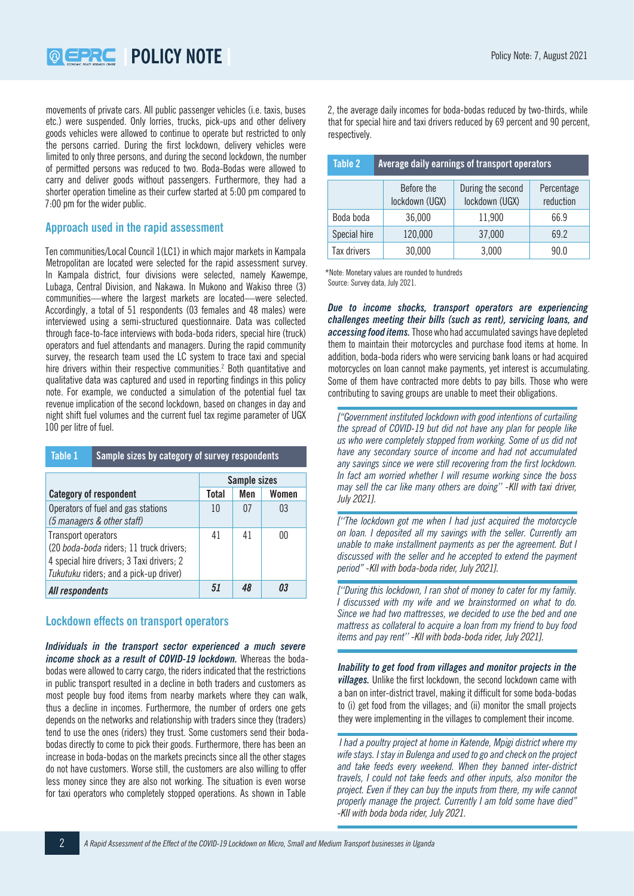movements of private cars. All public passenger vehicles (i.e. taxis, buses etc.) were suspended. Only lorries, trucks, pick-ups and other delivery goods vehicles were allowed to continue to operate but restricted to only the persons carried. During the first lockdown, delivery vehicles were limited to only three persons, and during the second lockdown, the number of permitted persons was reduced to two. Boda-Bodas were allowed to carry and deliver goods without passengers. Furthermore, they had a shorter operation timeline as their curfew started at 5:00 pm compared to 7:00 pm for the wider public.

## Approach used in the rapid assessment

Ten communities/Local Council 1(LC1) in which major markets in Kampala Metropolitan are located were selected for the rapid assessment survey. In Kampala district, four divisions were selected, namely Kawempe, Lubaga, Central Division, and Nakawa. In Mukono and Wakiso three (3) communities—where the largest markets are located—were selected. Accordingly, a total of 51 respondents (03 females and 48 males) were interviewed using a semi-structured questionnaire. Data was collected through face-to-face interviews with boda-boda riders, special hire (truck) operators and fuel attendants and managers. During the rapid community survey, the research team used the LC system to trace taxi and special hire drivers within their respective communities.[2] Both quantitative and qualitative data was captured and used in reporting findings in this policy note. For example, we conducted a simulation of the potential fuel tax revenue implication of the second lockdown, based on changes in day and night shift fuel volumes and the current fuel tax regime parameter of UGX 100 per litre of fuel.

**Table 1** Sample sizes by category of survey respondents

| Category of respondent | Sample sizes | | |
|---|---|---|---|
| | Total | Men | Women |
| Operators of fuel and gas stations *(5 managers & other staff)* | 10 | 07 | 03 |
| Transport operators (20 *boda-boda* riders; 11 truck drivers; 4 special hire drivers; 3 Taxi drivers; 2 *Tukutuku* riders; and a pick-up driver) | 41 | 41 | 00 |
| ***All respondents*** | ***51*** | ***48*** | ***03*** |

## Lockdown effects on transport operators

***Individuals in the transport sector experienced a much severe income shock as a result of COVID-19 lockdown.*** Whereas the boda-bodas were allowed to carry cargo, the riders indicated that the restrictions in public transport resulted in a decline in both traders and customers as most people buy food items from nearby markets where they can walk, thus a decline in incomes. Furthermore, the number of orders one gets depends on the networks and relationship with traders since they (traders) tend to use the ones (riders) they trust. Some customers send their boda-bodas directly to come to pick their goods. Furthermore, there has been an increase in boda-bodas on the markets precincts since all the other stages do not have customers. Worse still, the customers are also willing to offer less money since they are also not working. The situation is even worse for taxi operators who completely stopped operations. As shown in Table 2, the average daily incomes for boda-bodas reduced by two-thirds, while that for special hire and taxi drivers reduced by 69 percent and 90 percent, respectively.

**Table 2** Average daily earnings of transport operators

| | Before the lockdown (UGX) | During the second lockdown (UGX) | Percentage reduction |
|---|---|---|---|
| Boda boda | 36,000 | 11,900 | 66.9 |
| Special hire | 120,000 | 37,000 | 69.2 |
| Tax drivers | 30,000 | 3,000 | 90.0 |

*Note: Monetary values are rounded to hundreds
Source: Survey data, July 2021.

***Due to income shocks, transport operators are experiencing challenges meeting their bills (such as rent), servicing loans, and accessing food items.*** Those who had accumulated savings have depleted them to maintain their motorcycles and purchase food items at home. In addition, boda-boda riders who were servicing bank loans or had acquired motorcycles on loan cannot make payments, yet interest is accumulating. Some of them have contracted more debts to pay bills. Those who were contributing to saving groups are unable to meet their obligations.

*["Government instituted lockdown with good intentions of curtailing the spread of COVID-19 but did not have any plan for people like us who were completely stopped from working. Some of us did not have any secondary source of income and had not accumulated any savings since we were still recovering from the first lockdown. In fact am worried whether I will resume working since the boss may sell the car like many others are doing" -KII with taxi driver, July 2021].*

*["The lockdown got me when I had just acquired the motorcycle on loan. I deposited all my savings with the seller. Currently am unable to make installment payments as per the agreement. But I discussed with the seller and he accepted to extend the payment period" -KII with boda-boda rider, July 2021].*

*["During this lockdown, I ran shot of money to cater for my family. I discussed with my wife and we brainstormed on what to do. Since we had two mattresses, we decided to use the bed and one mattress as collateral to acquire a loan from my friend to buy food items and pay rent" -KII with boda-boda rider, July 2021].*

***Inability to get food from villages and monitor projects in the villages.*** Unlike the first lockdown, the second lockdown came with a ban on inter-district travel, making it difficult for some boda-bodas to (i) get food from the villages; and (ii) monitor the small projects they were implementing in the villages to complement their income.

*I had a poultry project at home in Katende, Mpigi district where my wife stays. I stay in Bulenga and used to go and check on the project and take feeds every weekend. When they banned inter-district travels, I could not take feeds and other inputs, also monitor the project. Even if they can buy the inputs from there, my wife cannot properly manage the project. Currently I am told some have died" -KII with boda boda rider, July 2021.*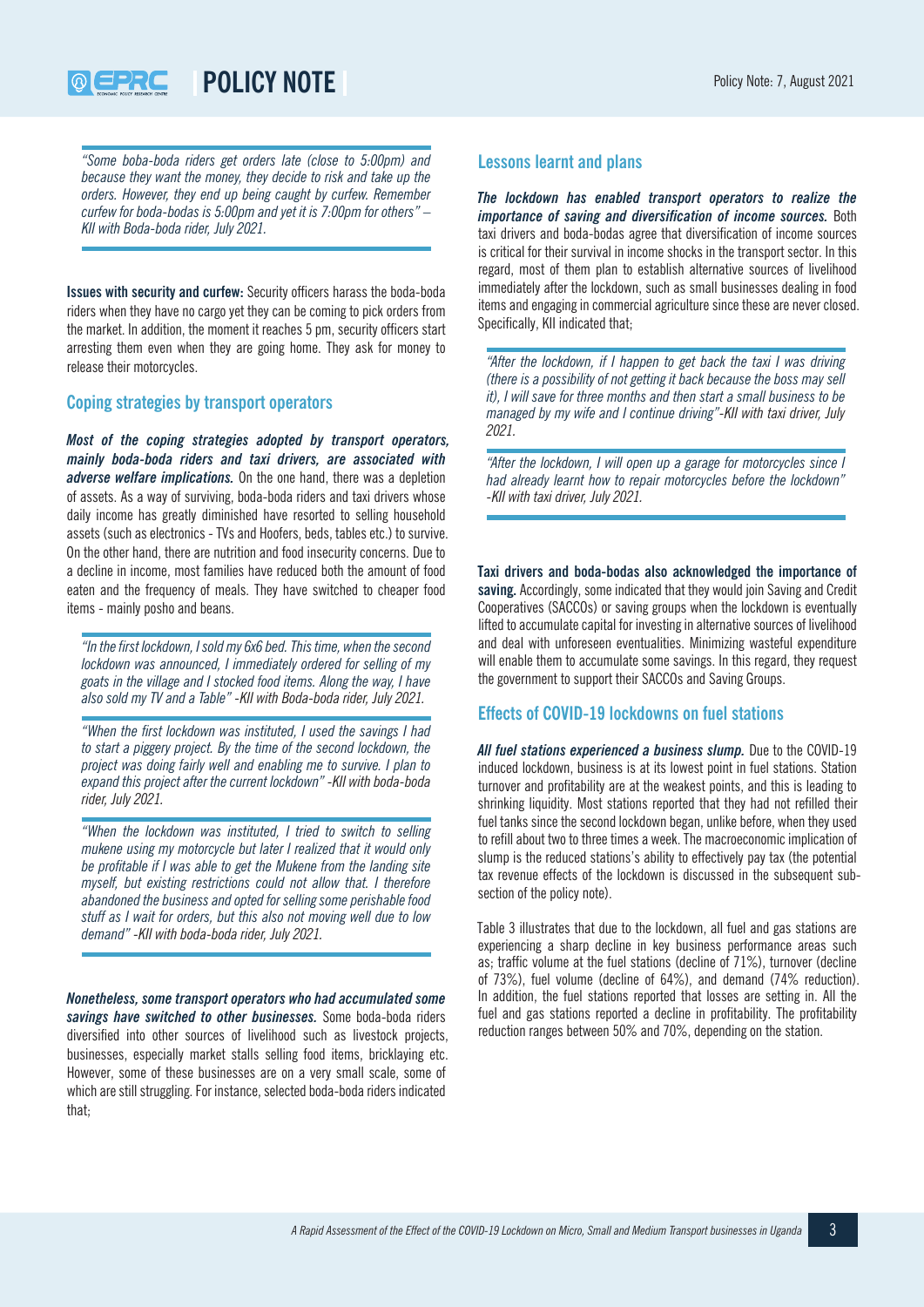*"Some boba-boda riders get orders late (close to 5:00pm) and because they want the money, they decide to risk and take up the orders. However, they end up being caught by curfew. Remember curfew for boda-bodas is 5:00pm and yet it is 7:00pm for others" – KII with Boda-boda rider, July 2021.*

**Issues with security and curfew:** Security officers harass the boda-boda riders when they have no cargo yet they can be coming to pick orders from the market. In addition, the moment it reaches 5 pm, security officers start arresting them even when they are going home. They ask for money to release their motorcycles.

## Coping strategies by transport operators

***Most of the coping strategies adopted by transport operators, mainly boda-boda riders and taxi drivers, are associated with adverse welfare implications.*** On the one hand, there was a depletion of assets. As a way of surviving, boda-boda riders and taxi drivers whose daily income has greatly diminished have resorted to selling household assets (such as electronics - TVs and Hoofers, beds, tables etc.) to survive. On the other hand, there are nutrition and food insecurity concerns. Due to a decline in income, most families have reduced both the amount of food eaten and the frequency of meals. They have switched to cheaper food items - mainly posho and beans.

*"In the first lockdown, I sold my 6x6 bed. This time, when the second lockdown was announced, I immediately ordered for selling of my goats in the village and I stocked food items. Along the way, I have also sold my TV and a Table" -KII with Boda-boda rider, July 2021.*

*"When the first lockdown was instituted, I used the savings I had to start a piggery project. By the time of the second lockdown, the project was doing fairly well and enabling me to survive. I plan to expand this project after the current lockdown" -KII with boda-boda rider, July 2021.*

*"When the lockdown was instituted, I tried to switch to selling mukene using my motorcycle but later I realized that it would only be profitable if I was able to get the Mukene from the landing site myself, but existing restrictions could not allow that. I therefore abandoned the business and opted for selling some perishable food stuff as I wait for orders, but this also not moving well due to low demand" -KII with boda-boda rider, July 2021.*

***Nonetheless, some transport operators who had accumulated some savings have switched to other businesses.*** Some boda-boda riders diversified into other sources of livelihood such as livestock projects, businesses, especially market stalls selling food items, bricklaying etc. However, some of these businesses are on a very small scale, some of which are still struggling. For instance, selected boda-boda riders indicated that;

## Lessons learnt and plans

***The lockdown has enabled transport operators to realize the importance of saving and diversification of income sources.*** Both taxi drivers and boda-bodas agree that diversification of income sources is critical for their survival in income shocks in the transport sector. In this regard, most of them plan to establish alternative sources of livelihood immediately after the lockdown, such as small businesses dealing in food items and engaging in commercial agriculture since these are never closed. Specifically, KII indicated that;

*"After the lockdown, if I happen to get back the taxi I was driving (there is a possibility of not getting it back because the boss may sell it), I will save for three months and then start a small business to be managed by my wife and I continue driving"-KII with taxi driver, July 2021.*

*"After the lockdown, I will open up a garage for motorcycles since I had already learnt how to repair motorcycles before the lockdown" -KII with taxi driver, July 2021.*

**Taxi drivers and boda-bodas also acknowledged the importance of saving.** Accordingly, some indicated that they would join Saving and Credit Cooperatives (SACCOs) or saving groups when the lockdown is eventually lifted to accumulate capital for investing in alternative sources of livelihood and deal with unforeseen eventualities. Minimizing wasteful expenditure will enable them to accumulate some savings. In this regard, they request the government to support their SACCOs and Saving Groups.

## Effects of COVID-19 lockdowns on fuel stations

***All fuel stations experienced a business slump.*** Due to the COVID-19 induced lockdown, business is at its lowest point in fuel stations. Station turnover and profitability are at the weakest points, and this is leading to shrinking liquidity. Most stations reported that they had not refilled their fuel tanks since the second lockdown began, unlike before, when they used to refill about two to three times a week. The macroeconomic implication of slump is the reduced stations's ability to effectively pay tax (the potential tax revenue effects of the lockdown is discussed in the subsequent sub-section of the policy note).

Table 3 illustrates that due to the lockdown, all fuel and gas stations are experiencing a sharp decline in key business performance areas such as; traffic volume at the fuel stations (decline of 71%), turnover (decline of 73%), fuel volume (decline of 64%), and demand (74% reduction). In addition, the fuel stations reported that losses are setting in. All the fuel and gas stations reported a decline in profitability. The profitability reduction ranges between 50% and 70%, depending on the station.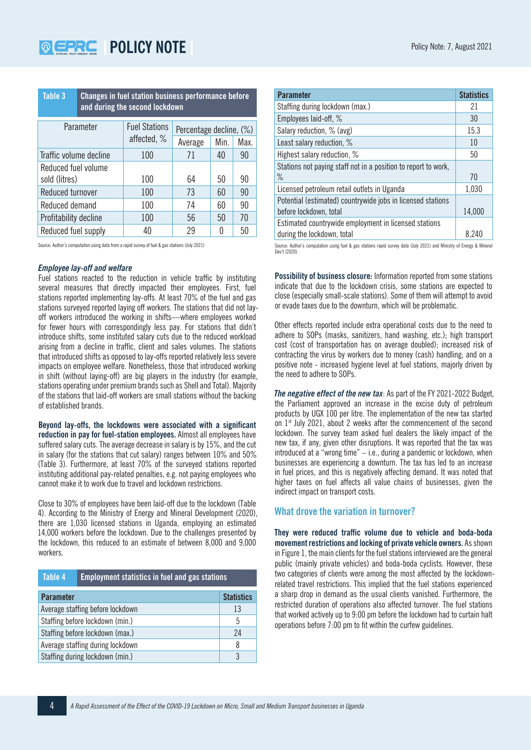**Table 3 Changes in fuel station business performance before and during the second lockdown**

| Parameter | Fuel Stations affected, % | Percentage decline, (%) | | |
|---|---|---|---|---|
| | | Average | Min. | Max. |
| Traffic volume decline | 100 | 71 | 40 | 90 |
| Reduced fuel volume sold (litres) | 100 | 64 | 50 | 90 |
| Reduced turnover | 100 | 73 | 60 | 90 |
| Reduced demand | 100 | 74 | 60 | 90 |
| Profitability decline | 100 | 56 | 50 | 70 |
| Reduced fuel supply | 40 | 29 | 0 | 50 |

Source: Author's computation using data from a rapid survey of fuel & gas stations (July 2021)

***Employee lay-off and welfare***

Fuel stations reacted to the reduction in vehicle traffic by instituting several measures that directly impacted their employees. First, fuel stations reported implementing lay-offs. At least 70% of the fuel and gas stations surveyed reported laying off workers. The stations that did not lay-off workers introduced the working in shifts—where employees worked for fewer hours with correspondingly less pay. For stations that didn't introduce shifts, some instituted salary cuts due to the reduced workload arising from a decline in traffic, client and sales volumes. The stations that introduced shifts as opposed to lay-offs reported relatively less severe impacts on employee welfare. Nonetheless, those that introduced working in shift (without laying-off) are big players in the industry (for example, stations operating under premium brands such as Shell and Total). Majority of the stations that laid-off workers are small stations without the backing of established brands.

**Beyond lay-offs, the lockdowns were associated with a significant reduction in pay for fuel-station employees.** Almost all employees have suffered salary cuts. The average decrease in salary is by 15%, and the cut in salary (for the stations that cut salary) ranges between 10% and 50% (Table 3). Furthermore, at least 70% of the surveyed stations reported instituting additional pay-related penalties, e.g. not paying employees who cannot make it to work due to travel and lockdown restrictions.

Close to 30% of employees have been laid-off due to the lockdown (Table 4). According to the Ministry of Energy and Mineral Development (2020), there are 1,030 licensed stations in Uganda, employing an estimated 14,000 workers before the lockdown. Due to the challenges presented by the lockdown, this reduced to an estimate of between 8,000 and 9,000 workers.

**Table 4 Employment statistics in fuel and gas stations**

| Parameter | Statistics |
|---|---|
| Average staffing before lockdown | 13 |
| Staffing before lockdown (min.) | 5 |
| Staffing before lockdown (max.) | 24 |
| Average staffing during lockdown | 8 |
| Staffing during lockdown (min.) | 3 |
| Staffing during lockdown (max.) | 21 |
| Employees laid-off, % | 30 |
| Salary reduction, % (avg) | 15.3 |
| Least salary reduction, % | 10 |
| Highest salary reduction, % | 50 |
| Stations not paying staff not in a position to report to work, % | 70 |
| Licensed petroleum retail outlets in Uganda | 1,030 |
| Potential (estimated) countrywide jobs in licensed stations before lockdown, total | 14,000 |
| Estimated countrywide employment in licensed stations during the lockdown, total | 8,240 |

Source: Author's computation using fuel & gas stations rapid survey data (July 2021) and Ministry of Energy & Mineral Dev't (2020).

**Possibility of business closure:** Information reported from some stations indicate that due to the lockdown crisis, some stations are expected to close (especially small-scale stations). Some of them will attempt to avoid or evade taxes due to the downturn, which will be problematic.

Other effects reported include extra operational costs due to the need to adhere to SOPs (masks, sanitizers, hand washing, etc.); high transport cost (cost of transportation has on average doubled); increased risk of contracting the virus by workers due to money (cash) handling; and on a positive note - increased hygiene level at fuel stations, majorly driven by the need to adhere to SOPs.

***The negative effect of the new tax***: As part of the FY 2021-2022 Budget, the Parliament approved an increase in the excise duty of petroleum products by UGX 100 per litre. The implementation of the new tax started on 1st July 2021, about 2 weeks after the commencement of the second lockdown. The survey team asked fuel dealers the likely impact of the new tax, if any, given other disruptions. It was reported that the tax was introduced at a "wrong time" – i.e., during a pandemic or lockdown, when businesses are experiencing a downturn. The tax has led to an increase in fuel prices, and this is negatively affecting demand. It was noted that higher taxes on fuel affects all value chains of businesses, given the indirect impact on transport costs.

## What drove the variation in turnover?

**They were reduced traffic volume due to vehicle and boda-boda movement restrictions and locking of private vehicle owners.** As shown in Figure 1, the main clients for the fuel stations interviewed are the general public (mainly private vehicles) and boda-boda cyclists. However, these two categories of clients were among the most affected by the lockdown-related travel restrictions. This implied that the fuel stations experienced a sharp drop in demand as the usual clients vanished. Furthermore, the restricted duration of operations also affected turnover. The fuel stations that worked actively up to 9:00 pm before the lockdown had to curtain halt operations before 7:00 pm to fit within the curfew guidelines.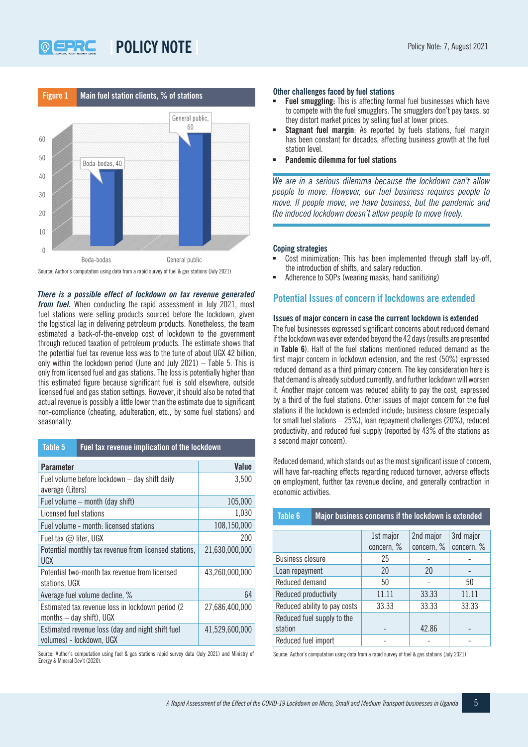**Figure 1** Main fuel station clients, % of stations

| | % of stations |
|---|---|
| Boda-bodas | 40 |
| General public | 60 |

Source: Author's computation using data from a rapid survey of fuel & gas stations (July 2021)

***There is a possible effect of lockdown on tax revenue generated from fuel.*** When conducting the rapid assessment in July 2021, most fuel stations were selling products sourced before the lockdown, given the logistical lag in delivering petroleum products. Nonetheless, the team estimated a back-of-the-envelop cost of lockdown to the government through reduced taxation of petroleum products. The estimate shows that the potential fuel tax revenue loss was to the tune of about UGX 42 billion, only within the lockdown period (June and July 2021) – Table 5. This is only from licensed fuel and gas stations. The loss is potentially higher than this estimated figure because significant fuel is sold elsewhere, outside licensed fuel and gas station settings. However, it should also be noted that actual revenue is possibly a little lower than the estimate due to significant non-compliance (cheating, adulteration, etc., by some fuel stations) and seasonality.

**Table 5** Fuel tax revenue implication of the lockdown

| Parameter | Value |
|---|---:|
| Fuel volume before lockdown – day shift daily average (Liters) | 3,500 |
| Fuel volume – month (day shift) | 105,000 |
| Licensed fuel stations | 1,030 |
| Fuel volume - month: licensed stations | 108,150,000 |
| Fuel tax @ liter, UGX | 200 |
| Potential monthly tax revenue from licensed stations, UGX | 21,630,000,000 |
| Potential two-month tax revenue from licensed stations, UGX | 43,260,000,000 |
| Average fuel volume decline, % | 64 |
| Estimated tax revenue loss in lockdown period (2 months – day shift), UGX | 27,686,400,000 |
| Estimated revenue loss (day and night shift fuel volumes) - lockdown, UGX | 41,529,600,000 |

Source: Author's computation using fuel & gas stations rapid survey data (July 2021) and Ministry of Energy & Mineral Dev't (2020).

**Other challenges faced by fuel stations**

- **Fuel smuggling:** This is affecting formal fuel businesses which have to compete with the fuel smugglers. The smugglers don't pay taxes, so they distort market prices by selling fuel at lower prices.
- **Stagnant fuel margin**: As reported by fuels stations, fuel margin has been constant for decades, affecting business growth at the fuel station level.
- **Pandemic dilemma for fuel stations**

*We are in a serious dilemma because the lockdown can't allow people to move. However, our fuel business requires people to move. If people move, we have business, but the pandemic and the induced lockdown doesn't allow people to move freely.*

**Coping strategies**

- Cost minimization: This has been implemented through staff lay-off, the introduction of shifts, and salary reduction.
- Adherence to SOPs (wearing masks, hand sanitizing)

## Potential Issues of concern if lockdowns are extended

### Issues of major concern in case the current lockdown is extended

The fuel businesses expressed significant concerns about reduced demand if the lockdown was ever extended beyond the 42 days (results are presented in **Table 6**). Half of the fuel stations mentioned reduced demand as the first major concern in lockdown extension, and the rest (50%) expressed reduced demand as a third primary concern. The key consideration here is that demand is already subdued currently, and further lockdown will worsen it. Another major concern was reduced ability to pay the cost, expressed by a third of the fuel stations. Other issues of major concern for the fuel stations if the lockdown is extended include; business closure (especially for small fuel stations – 25%), loan repayment challenges (20%), reduced productivity, and reduced fuel supply (reported by 43% of the stations as a second major concern).

Reduced demand, which stands out as the most significant issue of concern, will have far-reaching effects regarding reduced turnover, adverse effects on employment, further tax revenue decline, and generally contraction in economic activities.

**Table 6** Major business concerns if the lockdown is extended

| | 1st major concern, % | 2nd major concern, % | 3rd major concern, % |
|---|---|---|---|
| Business closure | 25 | - | - |
| Loan repayment | 20 | 20 | - |
| Reduced demand | 50 | - | 50 |
| Reduced productivity | 11.11 | 33.33 | 11.11 |
| Reduced ability to pay costs | 33.33 | 33.33 | 33.33 |
| Reduced fuel supply to the station | - | 42.86 | - |
| Reduced fuel import | - | - | - |

Source: Author's computation using data from a rapid survey of fuel & gas stations (July 2021)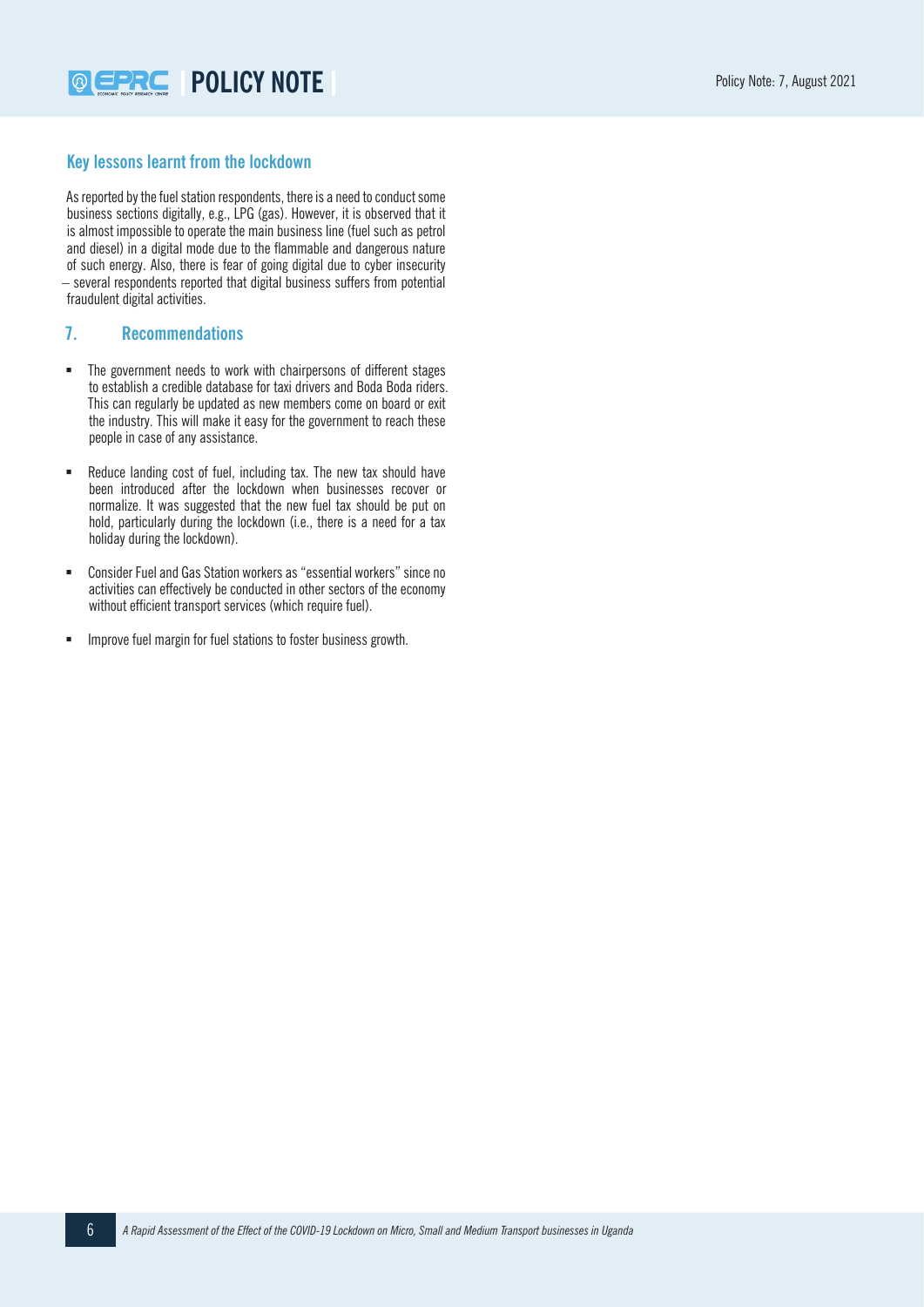### Key lessons learnt from the lockdown

As reported by the fuel station respondents, there is a need to conduct some business sections digitally, e.g., LPG (gas). However, it is observed that it is almost impossible to operate the main business line (fuel such as petrol and diesel) in a digital mode due to the flammable and dangerous nature of such energy. Also, there is fear of going digital due to cyber insecurity – several respondents reported that digital business suffers from potential fraudulent digital activities.

## 7. Recommendations

- The government needs to work with chairpersons of different stages to establish a credible database for taxi drivers and Boda Boda riders. This can regularly be updated as new members come on board or exit the industry. This will make it easy for the government to reach these people in case of any assistance.
- Reduce landing cost of fuel, including tax. The new tax should have been introduced after the lockdown when businesses recover or normalize. It was suggested that the new fuel tax should be put on hold, particularly during the lockdown (i.e., there is a need for a tax holiday during the lockdown).
- Consider Fuel and Gas Station workers as "essential workers" since no activities can effectively be conducted in other sectors of the economy without efficient transport services (which require fuel).
- Improve fuel margin for fuel stations to foster business growth.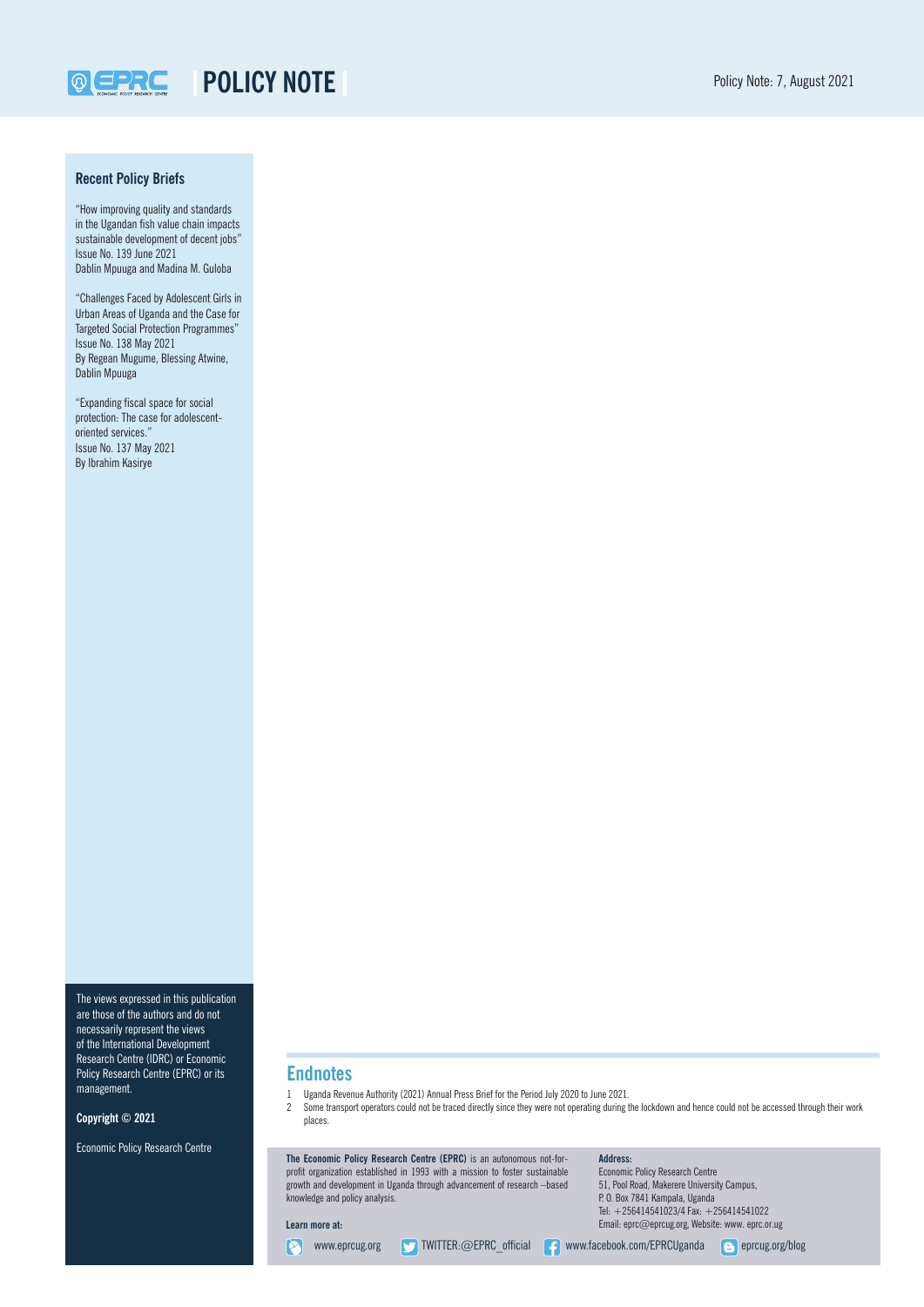## Recent Policy Briefs

"How improving quality and standards in the Ugandan fish value chain impacts sustainable development of decent jobs"
Issue No. 139 June 2021
Dablin Mpuuga and Madina M. Guloba

"Challenges Faced by Adolescent Girls in Urban Areas of Uganda and the Case for Targeted Social Protection Programmes"
Issue No. 138 May 2021
By Regean Mugume, Blessing Atwine, Dablin Mpuuga

"Expanding fiscal space for social protection: The case for adolescent-oriented services."
Issue No. 137 May 2021
By Ibrahim Kasirye

The views expressed in this publication are those of the authors and do not necessarily represent the views of the International Development Research Centre (IDRC) or Economic Policy Research Centre (EPRC) or its management.

**Copyright © 2021**

Economic Policy Research Centre

## Endnotes

1. Uganda Revenue Authority (2021) Annual Press Brief for the Period July 2020 to June 2021.
2. Some transport operators could not be traced directly since they were not operating during the lockdown and hence could not be accessed through their work places.

**The Economic Policy Research Centre (EPRC)** is an autonomous not-for-profit organization established in 1993 with a mission to foster sustainable growth and development in Uganda through advancement of research –based knowledge and policy analysis.

**Address:**
Economic Policy Research Centre
51, Pool Road, Makerere University Campus,
P. O. Box 7841 Kampala, Uganda
Tel: +256414541023/4 Fax: +256414541022
Email: eprc@eprcug.org, Website: www. eprc.or.ug

**Learn more at:**

www.eprcug.org | TWITTER:@EPRC_official | www.facebook.com/EPRCUganda | eprcug.org/blog